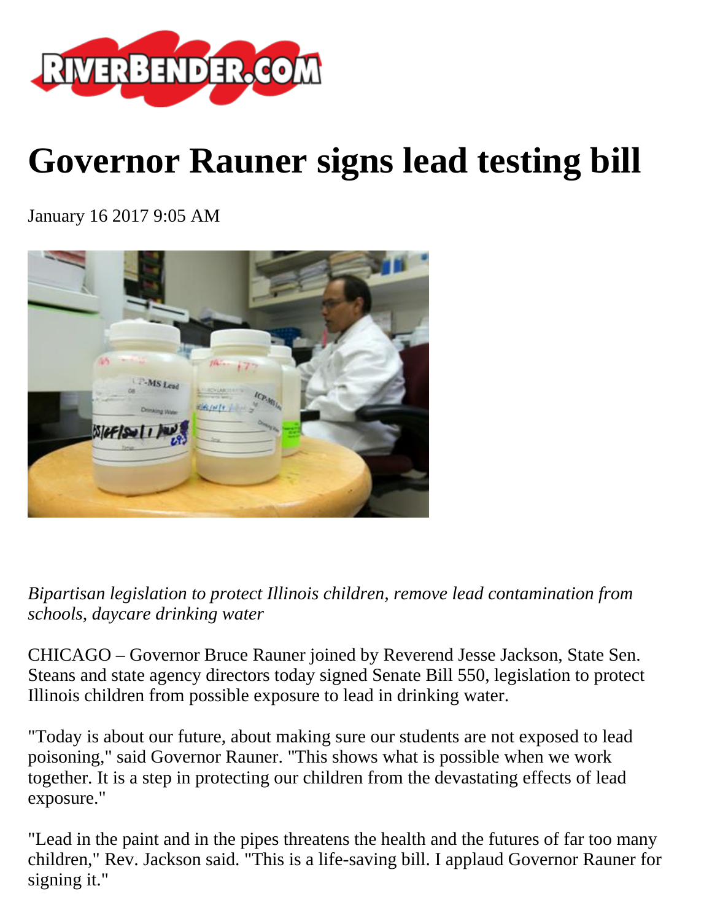# Governor Rauner signs lead testing bill

January 16 2017 9:05 AM

*Bipartisan legislation to protect Illinois children, remove lead contamination from schools, daycare drinking water*

CHICAGO – Governor Bruce Rauner joined by Reverend Jesse Jackson, State Sen. Steans and state agency directors today signed Senate Bill 550, legislation to protect Illinois children from possible exposure to lead in drinking water.

"Today is about our future, about making sure our students are not exposed to lead poisoning," said Governor Rauner. "This shows what is possible when we work together. It is a step in protecting our children from the devastating effects of lead exposure."

"Lead in the paint and in the pipes threatens the health and the futures of far too many children," Rev. Jackson said. "This is a life-saving bill. I applaud Governor Rauner for signing it."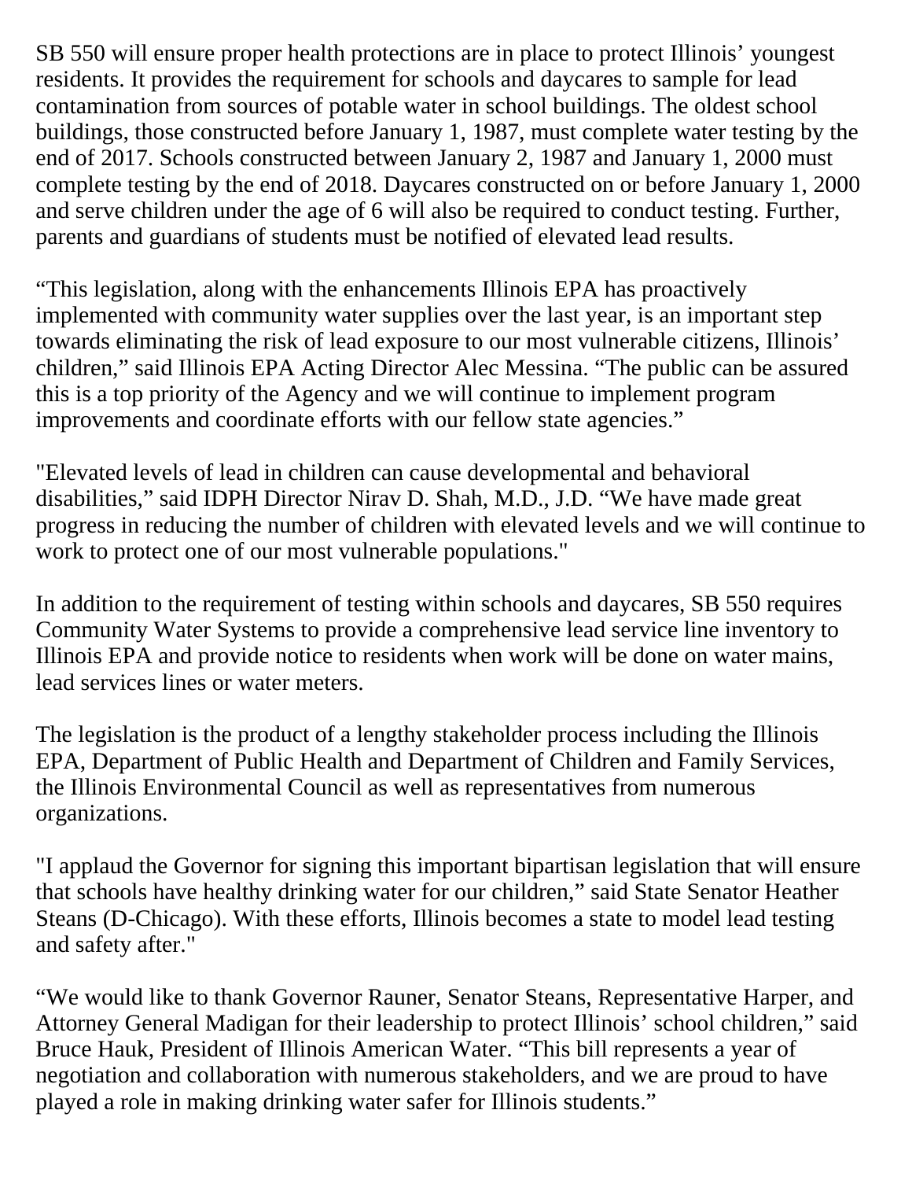SB 550 will ensure proper health protections are in place to protect Illinois' youngest residents. It provides the requirement for schools and daycares to sample for lead contamination from sources of potable water in school buildings. The oldest school buildings, those constructed before January 1, 1987, must complete water testing by the end of 2017. Schools constructed between January 2, 1987 and January 1, 2000 must complete testing by the end of 2018. Daycares constructed on or before January 1, 2000 and serve children under the age of 6 will also be required to conduct testing. Further, parents and guardians of students must be notified of elevated lead results.

"This legislation, along with the enhancements Illinois EPA has proactively implemented with community water supplies over the last year, is an important step towards eliminating the risk of lead exposure to our most vulnerable citizens, Illinois' children," said Illinois EPA Acting Director Alec Messina. "The public can be assured this is a top priority of the Agency and we will continue to implement program improvements and coordinate efforts with our fellow state agencies."

"Elevated levels of lead in children can cause developmental and behavioral disabilities," said IDPH Director Nirav D. Shah, M.D., J.D. "We have made great progress in reducing the number of children with elevated levels and we will continue to work to protect one of our most vulnerable populations."

In addition to the requirement of testing within schools and daycares, SB 550 requires Community Water Systems to provide a comprehensive lead service line inventory to Illinois EPA and provide notice to residents when work will be done on water mains, lead services lines or water meters.

The legislation is the product of a lengthy stakeholder process including the Illinois EPA, Department of Public Health and Department of Children and Family Services, the Illinois Environmental Council as well as representatives from numerous organizations.

"I applaud the Governor for signing this important bipartisan legislation that will ensure that schools have healthy drinking water for our children," said State Senator Heather Steans (D-Chicago). With these efforts, Illinois becomes a state to model lead testing and safety after."

"We would like to thank Governor Rauner, Senator Steans, Representative Harper, and Attorney General Madigan for their leadership to protect Illinois' school children," said Bruce Hauk, President of Illinois American Water. "This bill represents a year of negotiation and collaboration with numerous stakeholders, and we are proud to have played a role in making drinking water safer for Illinois students."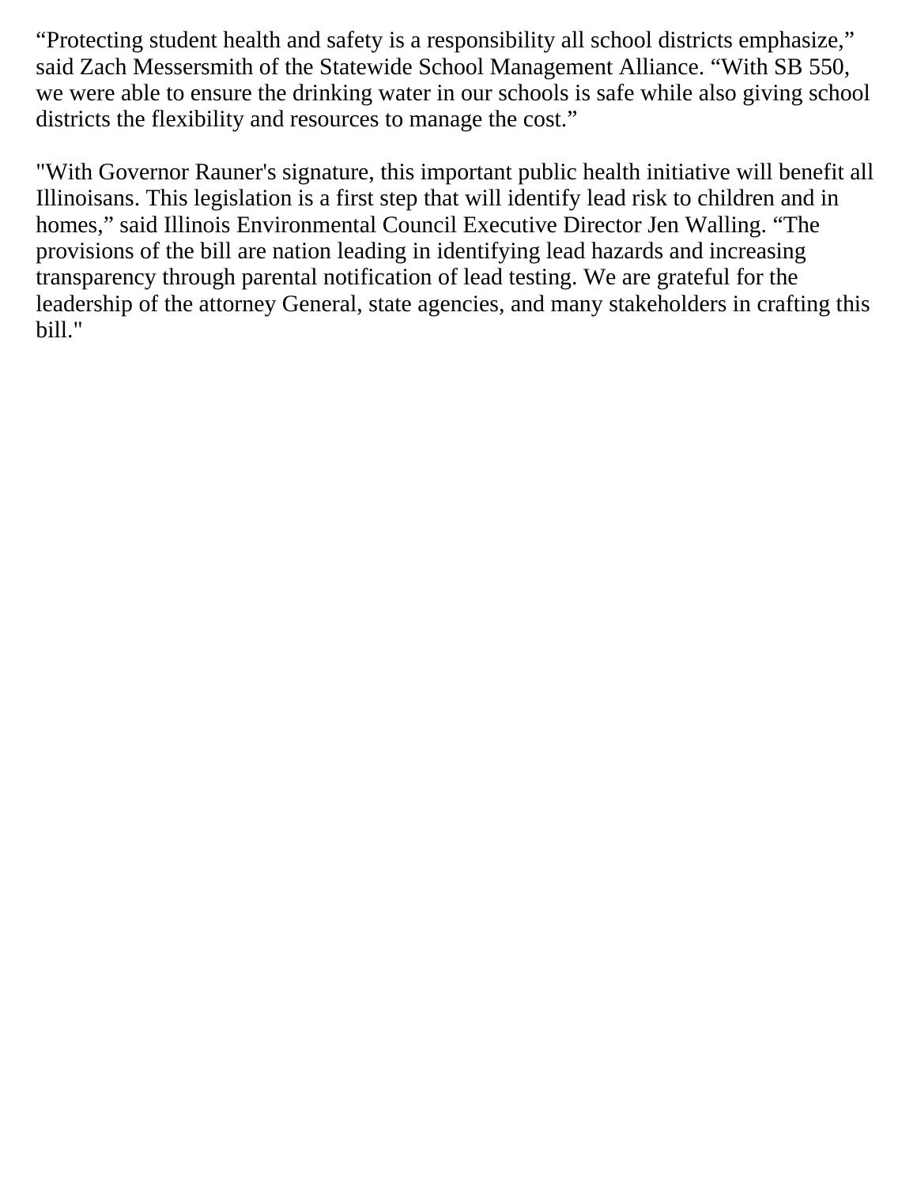“Protecting student health and safety is a responsibility all school districts emphasize,” said Zach Messersmith of the Statewide School Management Alliance. “With SB 550, we were able to ensure the drinking water in our schools is safe while also giving school districts the flexibility and resources to manage the cost.”

"With Governor Rauner's signature, this important public health initiative will benefit all Illinoisans. This legislation is a first step that will identify lead risk to children and in homes,” said Illinois Environmental Council Executive Director Jen Walling. “The provisions of the bill are nation leading in identifying lead hazards and increasing transparency through parental notification of lead testing. We are grateful for the leadership of the attorney General, state agencies, and many stakeholders in crafting this bill."